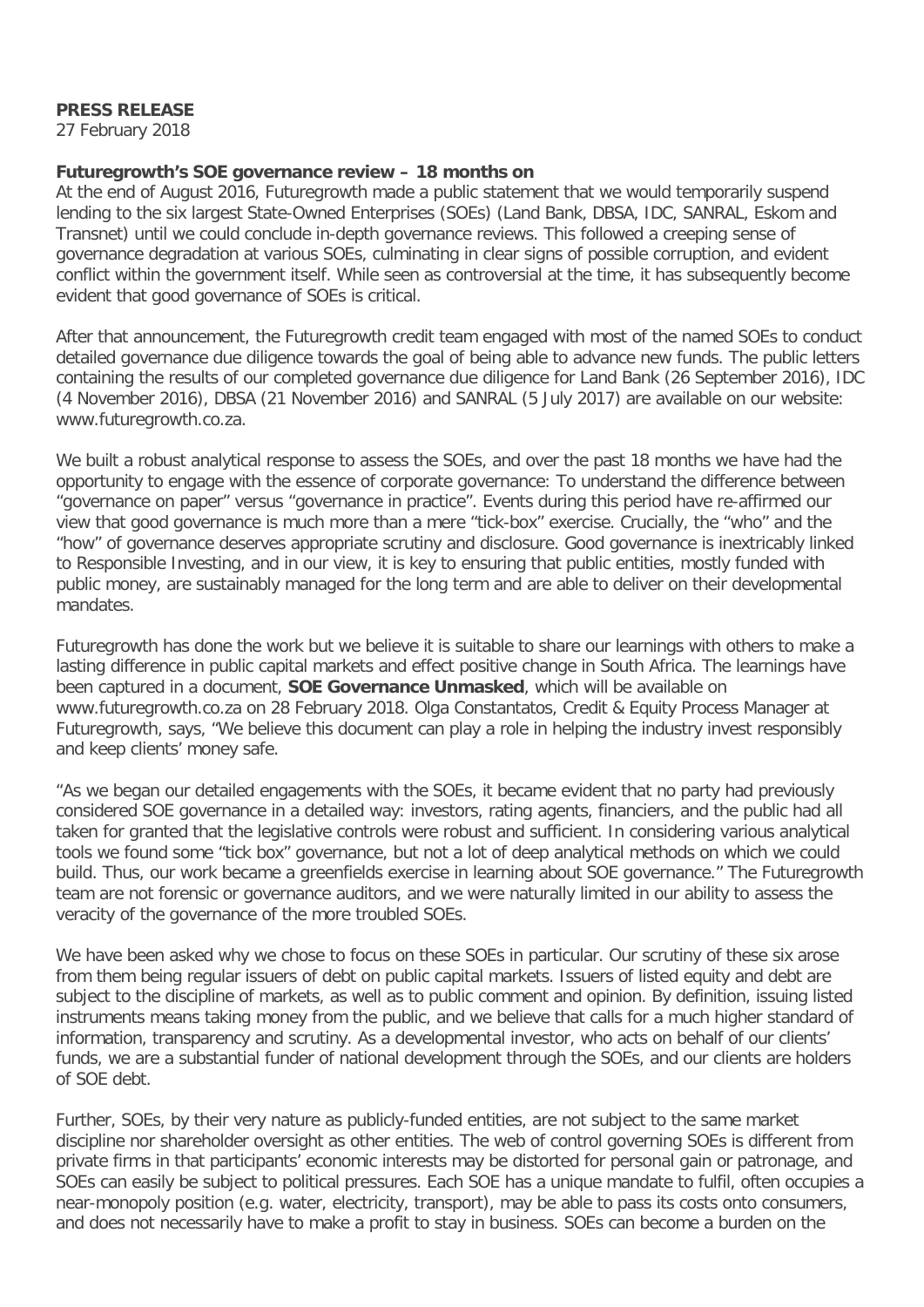**PRESS RELEASE**
27 February 2018

**Futuregrowth's SOE governance review – 18 months on**

At the end of August 2016, Futuregrowth made a public statement that we would temporarily suspend lending to the six largest State-Owned Enterprises (SOEs) (Land Bank, DBSA, IDC, SANRAL, Eskom and Transnet) until we could conclude in-depth governance reviews. This followed a creeping sense of governance degradation at various SOEs, culminating in clear signs of possible corruption, and evident conflict within the government itself. While seen as controversial at the time, it has subsequently become evident that good governance of SOEs is critical.

After that announcement, the Futuregrowth credit team engaged with most of the named SOEs to conduct detailed governance due diligence towards the goal of being able to advance new funds. The public letters containing the results of our completed governance due diligence for Land Bank (26 September 2016), IDC (4 November 2016), DBSA (21 November 2016) and SANRAL (5 July 2017) are available on our website: www.futuregrowth.co.za.

We built a robust analytical response to assess the SOEs, and over the past 18 months we have had the opportunity to engage with the essence of corporate governance: To understand the difference between "governance on paper" versus "governance in practice". Events during this period have re-affirmed our view that good governance is much more than a mere "tick-box" exercise. Crucially, the "who" and the "how" of governance deserves appropriate scrutiny and disclosure. Good governance is inextricably linked to Responsible Investing, and in our view, it is key to ensuring that public entities, mostly funded with public money, are sustainably managed for the long term and are able to deliver on their developmental mandates.

Futuregrowth has done the work but we believe it is suitable to share our learnings with others to make a lasting difference in public capital markets and effect positive change in South Africa. The learnings have been captured in a document, **SOE Governance Unmasked**, which will be available on www.futuregrowth.co.za on 28 February 2018. Olga Constantatos, Credit & Equity Process Manager at Futuregrowth, says, "We believe this document can play a role in helping the industry invest responsibly and keep clients' money safe.

"As we began our detailed engagements with the SOEs, it became evident that no party had previously considered SOE governance in a detailed way: investors, rating agents, financiers, and the public had all taken for granted that the legislative controls were robust and sufficient. In considering various analytical tools we found some "tick box" governance, but not a lot of deep analytical methods on which we could build. Thus, our work became a greenfields exercise in learning about SOE governance." The Futuregrowth team are not forensic or governance auditors, and we were naturally limited in our ability to assess the veracity of the governance of the more troubled SOEs.

We have been asked why we chose to focus on these SOEs in particular. Our scrutiny of these six arose from them being regular issuers of debt on public capital markets. Issuers of listed equity and debt are subject to the discipline of markets, as well as to public comment and opinion. By definition, issuing listed instruments means taking money from the public, and we believe that calls for a much higher standard of information, transparency and scrutiny. As a developmental investor, who acts on behalf of our clients' funds, we are a substantial funder of national development through the SOEs, and our clients are holders of SOE debt.

Further, SOEs, by their very nature as publicly-funded entities, are not subject to the same market discipline nor shareholder oversight as other entities. The web of control governing SOEs is different from private firms in that participants' economic interests may be distorted for personal gain or patronage, and SOEs can easily be subject to political pressures. Each SOE has a unique mandate to fulfil, often occupies a near-monopoly position (e.g. water, electricity, transport), may be able to pass its costs onto consumers, and does not necessarily have to make a profit to stay in business. SOEs can become a burden on the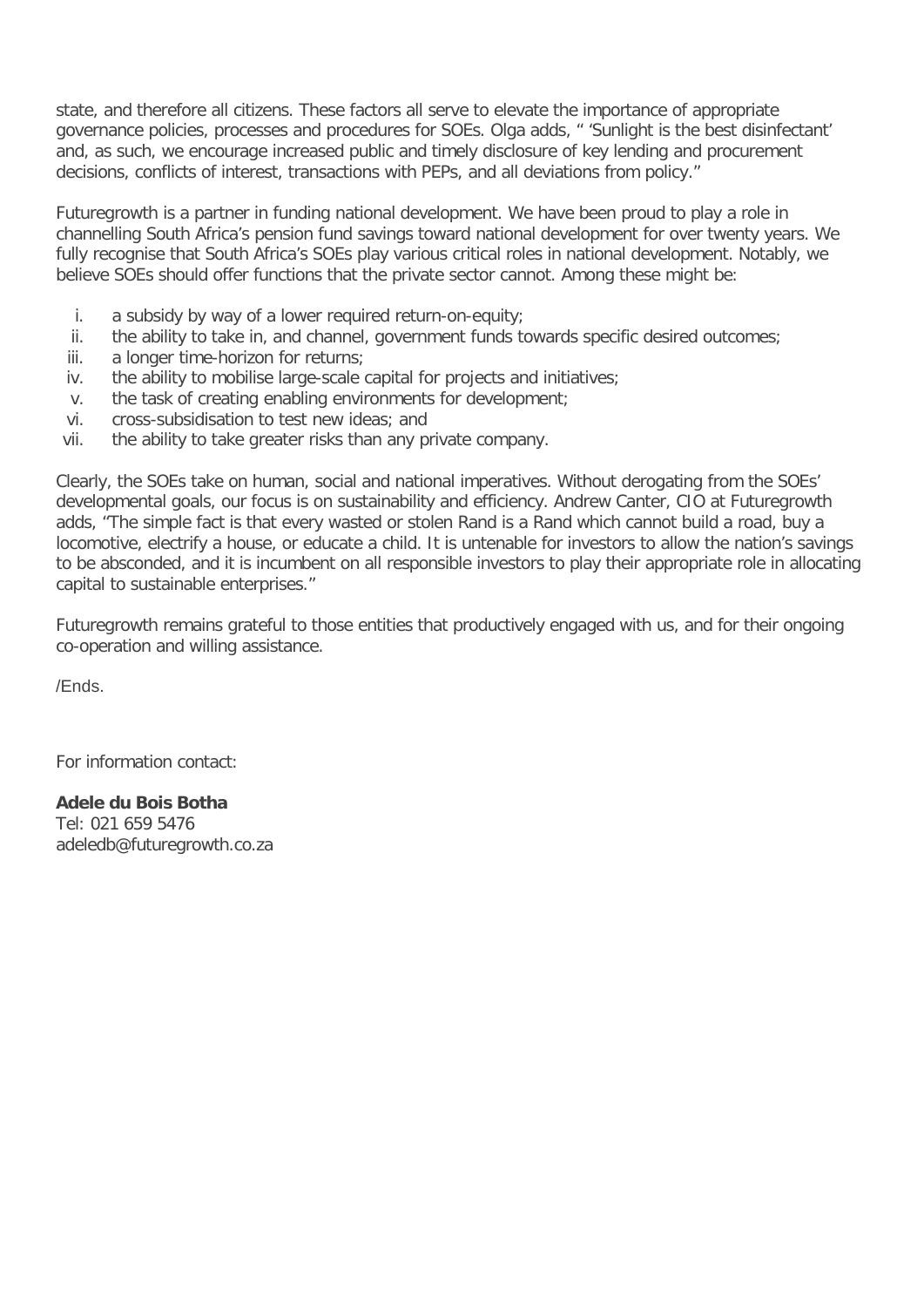state, and therefore all citizens. These factors all serve to elevate the importance of appropriate governance policies, processes and procedures for SOEs. Olga adds, " 'Sunlight is the best disinfectant' and, as such, we encourage increased public and timely disclosure of key lending and procurement decisions, conflicts of interest, transactions with PEPs, and all deviations from policy."

Futuregrowth is a partner in funding national development. We have been proud to play a role in channelling South Africa's pension fund savings toward national development for over twenty years. We fully recognise that South Africa's SOEs play various critical roles in national development. Notably, we believe SOEs should offer functions that the private sector cannot. Among these might be:

i. a subsidy by way of a lower required return-on-equity;
ii. the ability to take in, and channel, government funds towards specific desired outcomes;
iii. a longer time-horizon for returns;
iv. the ability to mobilise large-scale capital for projects and initiatives;
v. the task of creating enabling environments for development;
vi. cross-subsidisation to test new ideas; and
vii. the ability to take greater risks than any private company.

Clearly, the SOEs take on human, social and national imperatives. Without derogating from the SOEs' developmental goals, our focus is on sustainability and efficiency. Andrew Canter, CIO at Futuregrowth adds, "The simple fact is that every wasted or stolen Rand is a Rand which cannot build a road, buy a locomotive, electrify a house, or educate a child. It is untenable for investors to allow the nation's savings to be absconded, and it is incumbent on all responsible investors to play their appropriate role in allocating capital to sustainable enterprises."

Futuregrowth remains grateful to those entities that productively engaged with us, and for their ongoing co-operation and willing assistance.

/Ends.

For information contact:

**Adele du Bois Botha**
Tel: 021 659 5476
adeledb@futuregrowth.co.za